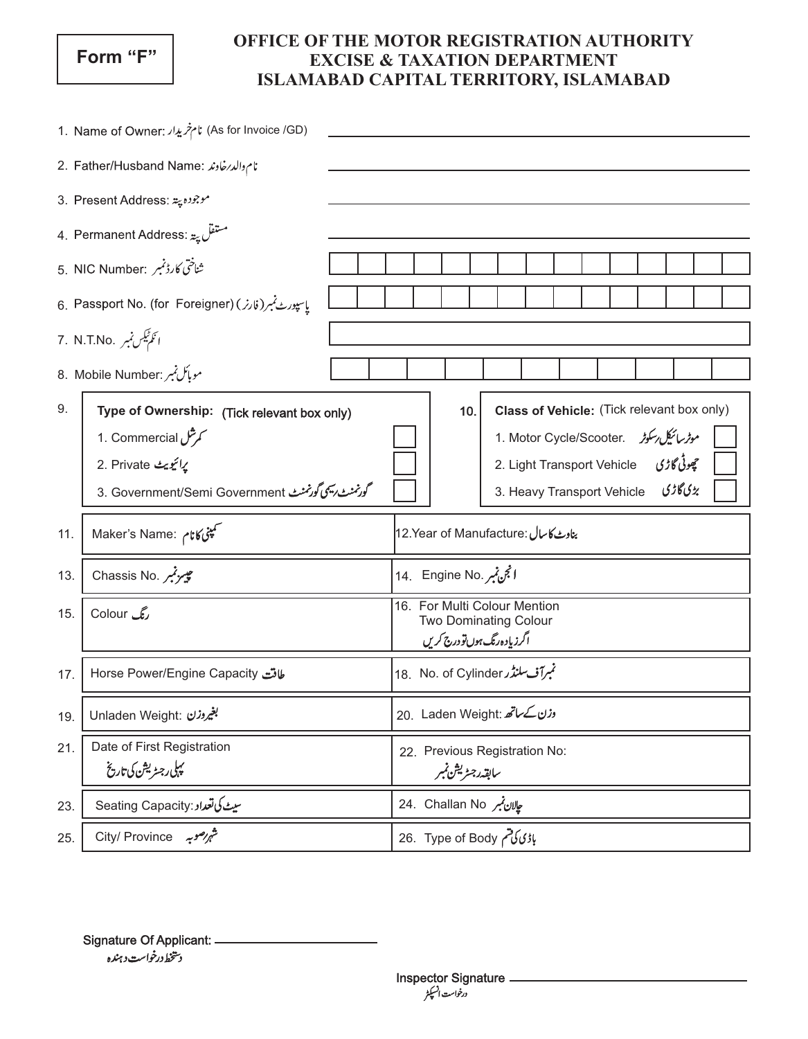**Form "F"**

# OFFICE OF THE MOTOR REGISTRATION AUTHORITY
## EXCISE & TAXATION DEPARTMENT
## ISLAMABAD CAPITAL TERRITORY, ISLAMABAD

1. Name of Owner: نام خریدار (As for Invoice /GD) ______________________

2. Father/Husband Name: نام والد/خاوند ______________________

3. Present Address: موجودہ پتہ ______________________

4. Permanent Address: مستقل پتہ ______________________

5. NIC Number: شناختی کارڈ نمبر | | | | | | | | | | | | | | |

6. Passport No. (for Foreigner) (پاسپورٹ نمبر (فارنر | | | | | | | | | | | | | | |

7. N.T.No. انکم ٹیکس نمبر ______________________

8. Mobile Number: موبائل نمبر | | | | | | | | | | | |

| 9. | **Type of Ownership:** (Tick relevant box only) | | 10. | **Class of Vehicle:** (Tick relevant box only) | |
|---|---|---|---|---|---|
| | 1. Commercial کمرشل | ☐ | | 1. Motor Cycle/Scooter. موٹر سائیکل/سکوٹر | ☐ |
| | 2. Private پرائیویٹ | ☐ | | 2. Light Transport Vehicle چھوٹی گاڑی | ☐ |
| | 3. Government/Semi Government گورنمنٹ/سیمی گورنمنٹ | ☐ | | 3. Heavy Transport Vehicle بڑی گاڑی | ☐ |

| | | |
|---|---|---|
| 11. | Maker's Name: کمپنی کا نام | 12. Year of Manufacture: بناوٹ کا سال |
| 13. | Chassis No. چیسز نمبر | 14. Engine No. انجن نمبر |
| 15. | Colour رنگ | 16. For Multi Colour Mention Two Dominating Colour اگر زیادہ رنگ ہوں تو درج کریں |
| 17. | Horse Power/Engine Capacity طاقت | 18. No. of Cylinder نمبر آف سلنڈر |
| 19. | Unladen Weight: بغیر وزن | 20. Laden Weight: وزن کے ساتھ |
| 21. | Date of First Registration پہلی رجسٹریشن کی تاریخ | 22. Previous Registration No: سابقہ رجسٹریشن نمبر |
| 23. | Seating Capacity: سیٹ کی تعداد | 24. Challan No چالان نمبر |
| 25. | City/ Province شہر/صوبہ | 26. Type of Body باڈی کی قسم |

Signature Of Applicant: ______________________
دستخط درخواست دہندہ

Inspector Signature ______________________
درخواست انسپکٹر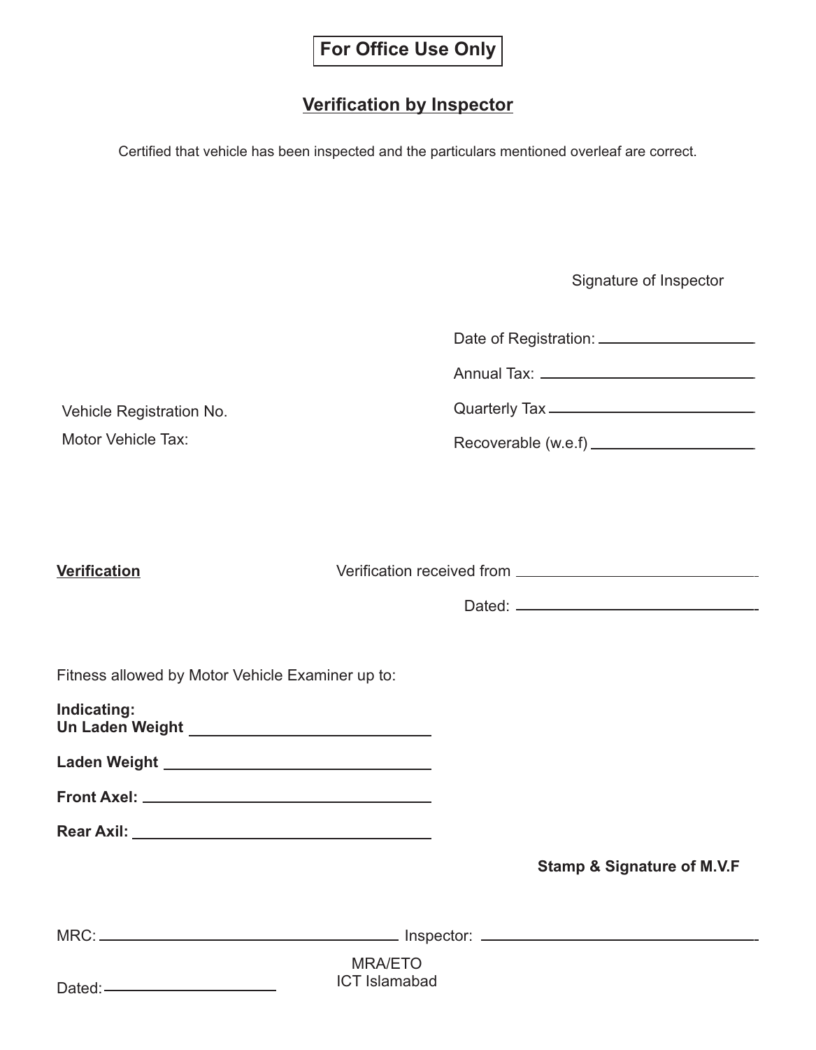**For Office Use Only**

## Verification by Inspector

Certified that vehicle has been inspected and the particulars mentioned overleaf are correct.

Signature of Inspector

Date of Registration: ____________________

Annual Tax: ____________________

Vehicle Registration No.

Quarterly Tax ____________________

Motor Vehicle Tax:

Recoverable (w.e.f) ____________________

**Verification**

Verification received from ____________________

Dated: ____________________

Fitness allowed by Motor Vehicle Examiner up to:

**Indicating:**
**Un Laden Weight** ____________________

**Laden Weight** ____________________

**Front Axel:** ____________________

**Rear Axil:** ____________________

**Stamp & Signature of M.V.F**

MRC: ____________________ Inspector: ____________________

MRA/ETO
ICT Islamabad

Dated: ____________________